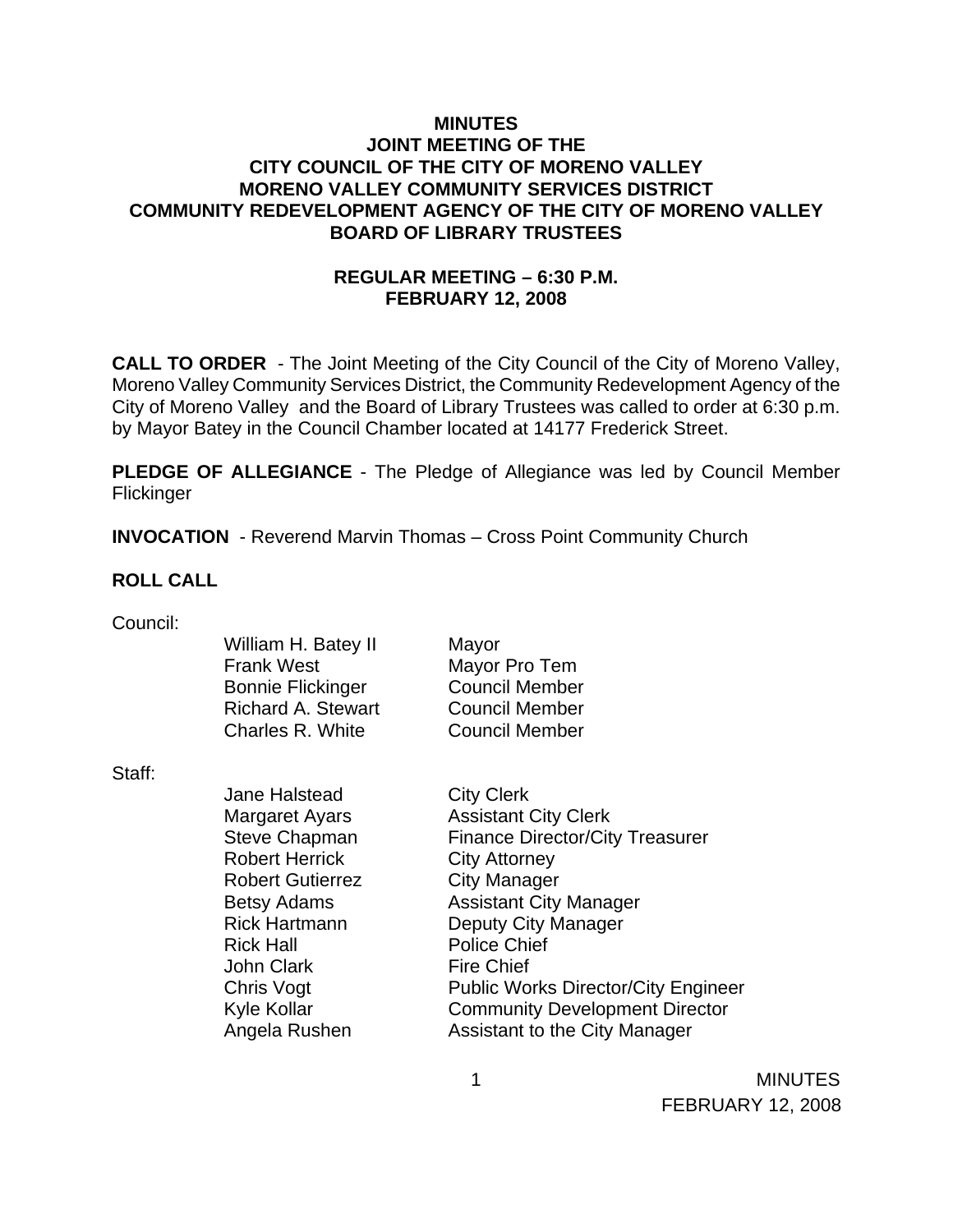# MINUTES
## JOINT MEETING OF THE
## CITY COUNCIL OF THE CITY OF MORENO VALLEY
## MORENO VALLEY COMMUNITY SERVICES DISTRICT
## COMMUNITY REDEVELOPMENT AGENCY OF THE CITY OF MORENO VALLEY
## BOARD OF LIBRARY TRUSTEES

### REGULAR MEETING – 6:30 P.M.
### FEBRUARY 12, 2008

**CALL TO ORDER** - The Joint Meeting of the City Council of the City of Moreno Valley, Moreno Valley Community Services District, the Community Redevelopment Agency of the City of Moreno Valley and the Board of Library Trustees was called to order at 6:30 p.m. by Mayor Batey in the Council Chamber located at 14177 Frederick Street.

**PLEDGE OF ALLEGIANCE** - The Pledge of Allegiance was led by Council Member Flickinger

**INVOCATION** - Reverend Marvin Thomas – Cross Point Community Church

**ROLL CALL**

Council:

| | |
|---|---|
| William H. Batey II | Mayor |
| Frank West | Mayor Pro Tem |
| Bonnie Flickinger | Council Member |
| Richard A. Stewart | Council Member |
| Charles R. White | Council Member |

Staff:

| | |
|---|---|
| Jane Halstead | City Clerk |
| Margaret Ayars | Assistant City Clerk |
| Steve Chapman | Finance Director/City Treasurer |
| Robert Herrick | City Attorney |
| Robert Gutierrez | City Manager |
| Betsy Adams | Assistant City Manager |
| Rick Hartmann | Deputy City Manager |
| Rick Hall | Police Chief |
| John Clark | Fire Chief |
| Chris Vogt | Public Works Director/City Engineer |
| Kyle Kollar | Community Development Director |
| Angela Rushen | Assistant to the City Manager |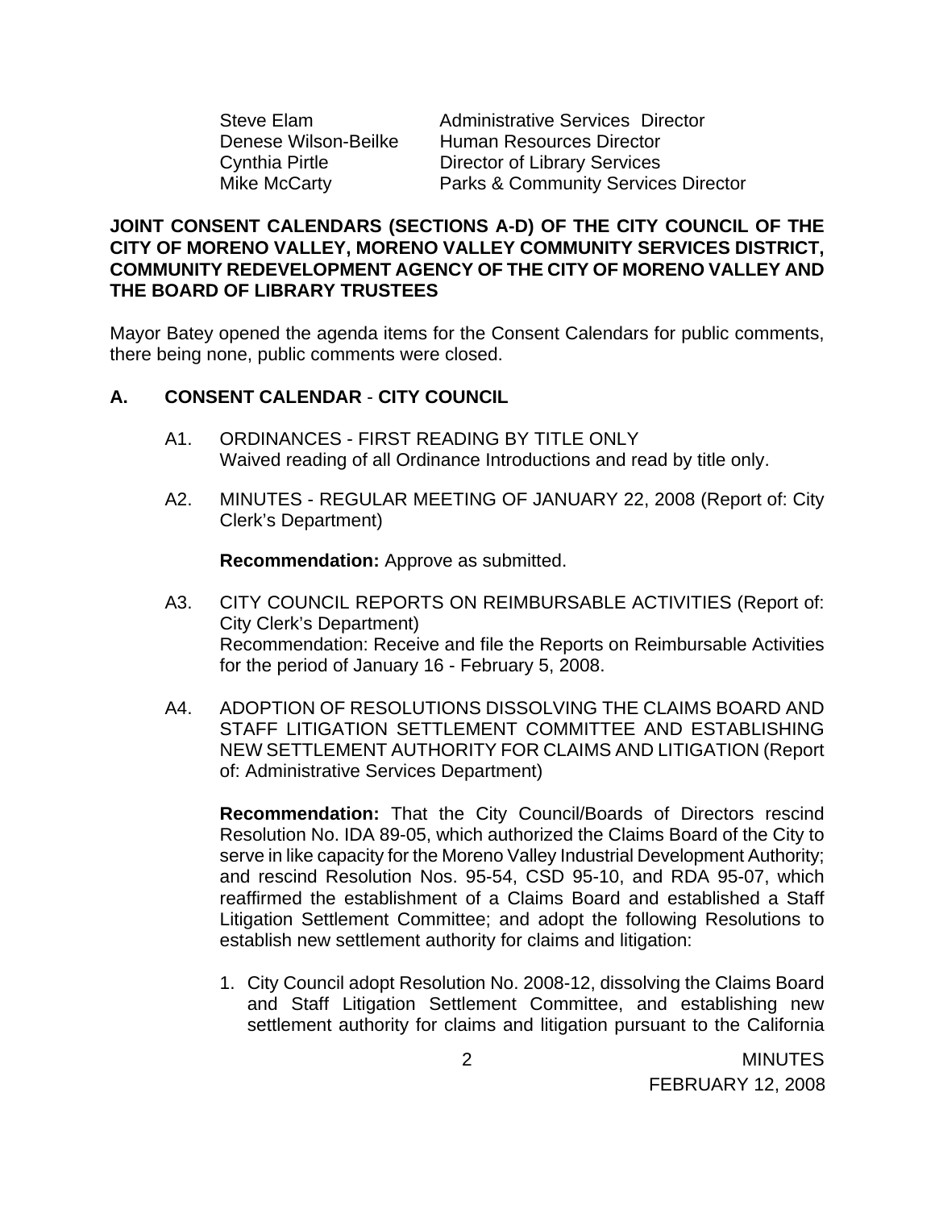| | |
|---|---|
| Steve Elam | Administrative Services Director |
| Denese Wilson-Beilke | Human Resources Director |
| Cynthia Pirtle | Director of Library Services |
| Mike McCarty | Parks & Community Services Director |

**JOINT CONSENT CALENDARS (SECTIONS A-D) OF THE CITY COUNCIL OF THE CITY OF MORENO VALLEY, MORENO VALLEY COMMUNITY SERVICES DISTRICT, COMMUNITY REDEVELOPMENT AGENCY OF THE CITY OF MORENO VALLEY AND THE BOARD OF LIBRARY TRUSTEES**

Mayor Batey opened the agenda items for the Consent Calendars for public comments, there being none, public comments were closed.

## A. CONSENT CALENDAR - CITY COUNCIL

A1. ORDINANCES - FIRST READING BY TITLE ONLY
Waived reading of all Ordinance Introductions and read by title only.

A2. MINUTES - REGULAR MEETING OF JANUARY 22, 2008 (Report of: City Clerk's Department)

**Recommendation:** Approve as submitted.

A3. CITY COUNCIL REPORTS ON REIMBURSABLE ACTIVITIES (Report of: City Clerk's Department)
Recommendation: Receive and file the Reports on Reimbursable Activities for the period of January 16 - February 5, 2008.

A4. ADOPTION OF RESOLUTIONS DISSOLVING THE CLAIMS BOARD AND STAFF LITIGATION SETTLEMENT COMMITTEE AND ESTABLISHING NEW SETTLEMENT AUTHORITY FOR CLAIMS AND LITIGATION (Report of: Administrative Services Department)

**Recommendation:** That the City Council/Boards of Directors rescind Resolution No. IDA 89-05, which authorized the Claims Board of the City to serve in like capacity for the Moreno Valley Industrial Development Authority; and rescind Resolution Nos. 95-54, CSD 95-10, and RDA 95-07, which reaffirmed the establishment of a Claims Board and established a Staff Litigation Settlement Committee; and adopt the following Resolutions to establish new settlement authority for claims and litigation:

1. City Council adopt Resolution No. 2008-12, dissolving the Claims Board and Staff Litigation Settlement Committee, and establishing new settlement authority for claims and litigation pursuant to the California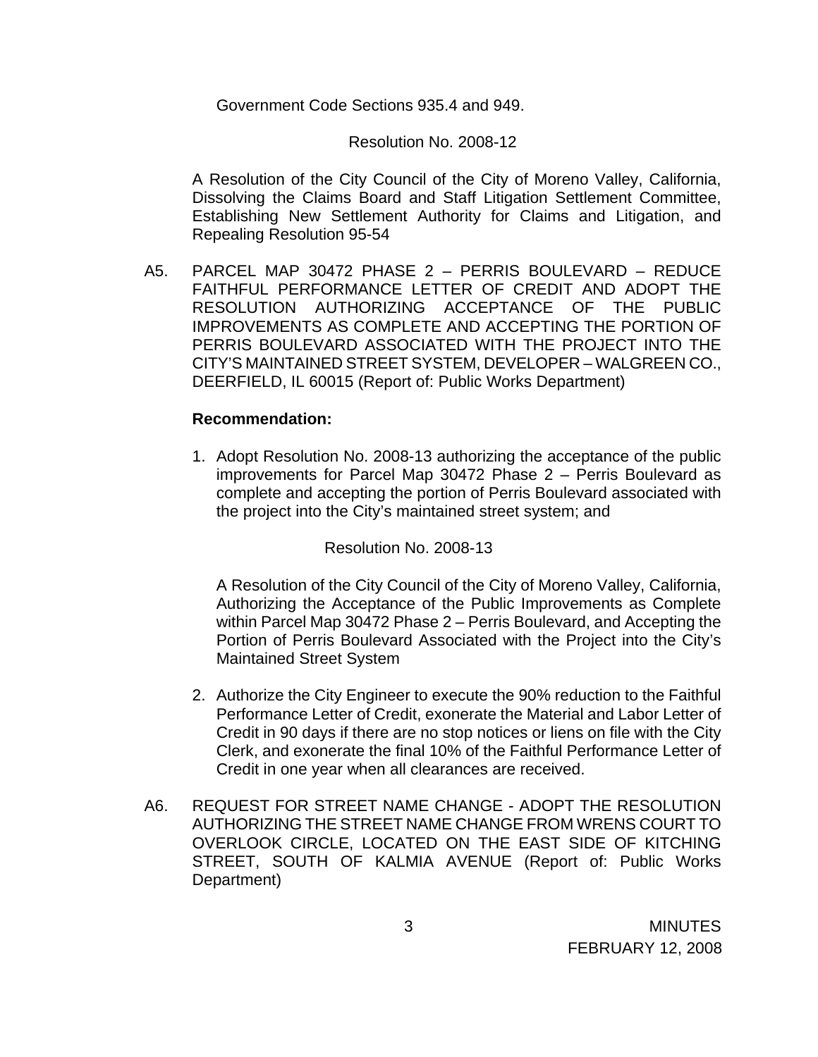Government Code Sections 935.4 and 949.

Resolution No. 2008-12

A Resolution of the City Council of the City of Moreno Valley, California, Dissolving the Claims Board and Staff Litigation Settlement Committee, Establishing New Settlement Authority for Claims and Litigation, and Repealing Resolution 95-54

A5. PARCEL MAP 30472 PHASE 2 – PERRIS BOULEVARD – REDUCE FAITHFUL PERFORMANCE LETTER OF CREDIT AND ADOPT THE RESOLUTION AUTHORIZING ACCEPTANCE OF THE PUBLIC IMPROVEMENTS AS COMPLETE AND ACCEPTING THE PORTION OF PERRIS BOULEVARD ASSOCIATED WITH THE PROJECT INTO THE CITY'S MAINTAINED STREET SYSTEM, DEVELOPER – WALGREEN CO., DEERFIELD, IL 60015 (Report of: Public Works Department)

**Recommendation:**

1. Adopt Resolution No. 2008-13 authorizing the acceptance of the public improvements for Parcel Map 30472 Phase 2 – Perris Boulevard as complete and accepting the portion of Perris Boulevard associated with the project into the City's maintained street system; and

   Resolution No. 2008-13

   A Resolution of the City Council of the City of Moreno Valley, California, Authorizing the Acceptance of the Public Improvements as Complete within Parcel Map 30472 Phase 2 – Perris Boulevard, and Accepting the Portion of Perris Boulevard Associated with the Project into the City's Maintained Street System

2. Authorize the City Engineer to execute the 90% reduction to the Faithful Performance Letter of Credit, exonerate the Material and Labor Letter of Credit in 90 days if there are no stop notices or liens on file with the City Clerk, and exonerate the final 10% of the Faithful Performance Letter of Credit in one year when all clearances are received.

A6. REQUEST FOR STREET NAME CHANGE - ADOPT THE RESOLUTION AUTHORIZING THE STREET NAME CHANGE FROM WRENS COURT TO OVERLOOK CIRCLE, LOCATED ON THE EAST SIDE OF KITCHING STREET, SOUTH OF KALMIA AVENUE (Report of: Public Works Department)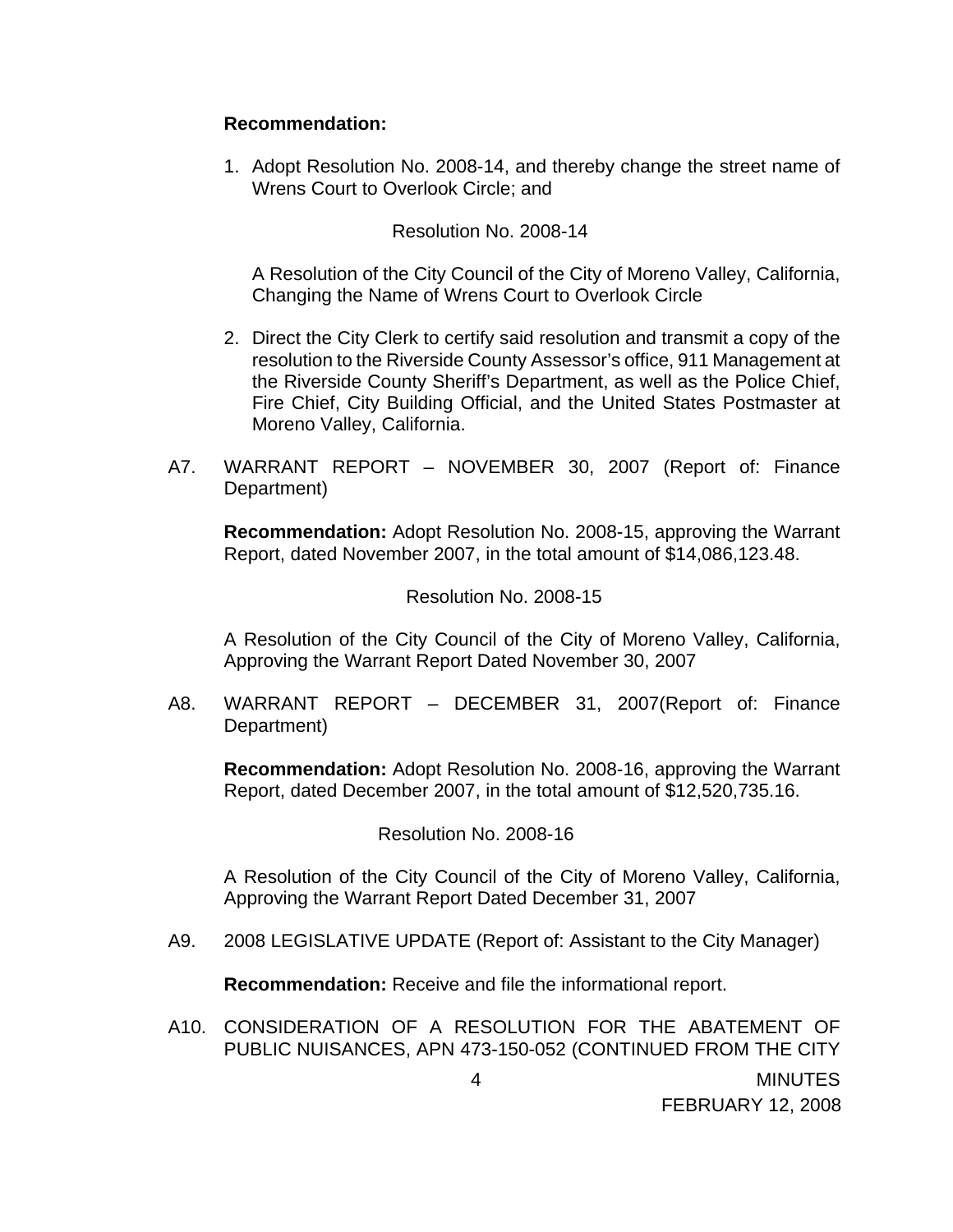**Recommendation:**

1. Adopt Resolution No. 2008-14, and thereby change the street name of Wrens Court to Overlook Circle; and

   Resolution No. 2008-14

   A Resolution of the City Council of the City of Moreno Valley, California, Changing the Name of Wrens Court to Overlook Circle

2. Direct the City Clerk to certify said resolution and transmit a copy of the resolution to the Riverside County Assessor's office, 911 Management at the Riverside County Sheriff's Department, as well as the Police Chief, Fire Chief, City Building Official, and the United States Postmaster at Moreno Valley, California.

A7. WARRANT REPORT – NOVEMBER 30, 2007 (Report of: Finance Department)

**Recommendation:** Adopt Resolution No. 2008-15, approving the Warrant Report, dated November 2007, in the total amount of $14,086,123.48.

Resolution No. 2008-15

A Resolution of the City Council of the City of Moreno Valley, California, Approving the Warrant Report Dated November 30, 2007

A8. WARRANT REPORT – DECEMBER 31, 2007(Report of: Finance Department)

**Recommendation:** Adopt Resolution No. 2008-16, approving the Warrant Report, dated December 2007, in the total amount of $12,520,735.16.

Resolution No. 2008-16

A Resolution of the City Council of the City of Moreno Valley, California, Approving the Warrant Report Dated December 31, 2007

A9. 2008 LEGISLATIVE UPDATE (Report of: Assistant to the City Manager)

**Recommendation:** Receive and file the informational report.

A10. CONSIDERATION OF A RESOLUTION FOR THE ABATEMENT OF PUBLIC NUISANCES, APN 473-150-052 (CONTINUED FROM THE CITY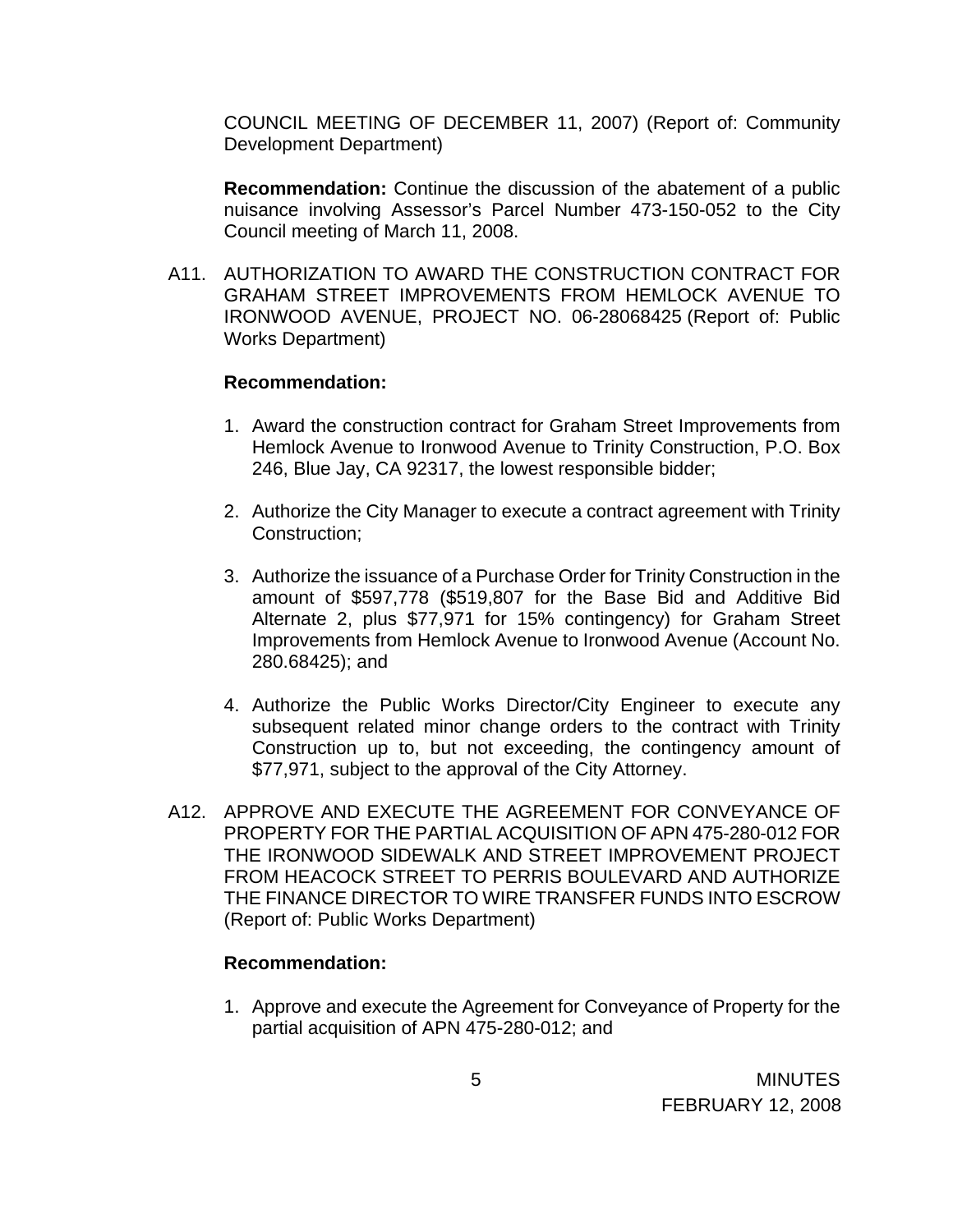COUNCIL MEETING OF DECEMBER 11, 2007) (Report of: Community Development Department)

**Recommendation:** Continue the discussion of the abatement of a public nuisance involving Assessor's Parcel Number 473-150-052 to the City Council meeting of March 11, 2008.

A11. AUTHORIZATION TO AWARD THE CONSTRUCTION CONTRACT FOR GRAHAM STREET IMPROVEMENTS FROM HEMLOCK AVENUE TO IRONWOOD AVENUE, PROJECT NO. 06-28068425 (Report of: Public Works Department)

**Recommendation:**

1. Award the construction contract for Graham Street Improvements from Hemlock Avenue to Ironwood Avenue to Trinity Construction, P.O. Box 246, Blue Jay, CA 92317, the lowest responsible bidder;

2. Authorize the City Manager to execute a contract agreement with Trinity Construction;

3. Authorize the issuance of a Purchase Order for Trinity Construction in the amount of $597,778 ($519,807 for the Base Bid and Additive Bid Alternate 2, plus $77,971 for 15% contingency) for Graham Street Improvements from Hemlock Avenue to Ironwood Avenue (Account No. 280.68425); and

4. Authorize the Public Works Director/City Engineer to execute any subsequent related minor change orders to the contract with Trinity Construction up to, but not exceeding, the contingency amount of $77,971, subject to the approval of the City Attorney.

A12. APPROVE AND EXECUTE THE AGREEMENT FOR CONVEYANCE OF PROPERTY FOR THE PARTIAL ACQUISITION OF APN 475-280-012 FOR THE IRONWOOD SIDEWALK AND STREET IMPROVEMENT PROJECT FROM HEACOCK STREET TO PERRIS BOULEVARD AND AUTHORIZE THE FINANCE DIRECTOR TO WIRE TRANSFER FUNDS INTO ESCROW (Report of: Public Works Department)

**Recommendation:**

1. Approve and execute the Agreement for Conveyance of Property for the partial acquisition of APN 475-280-012; and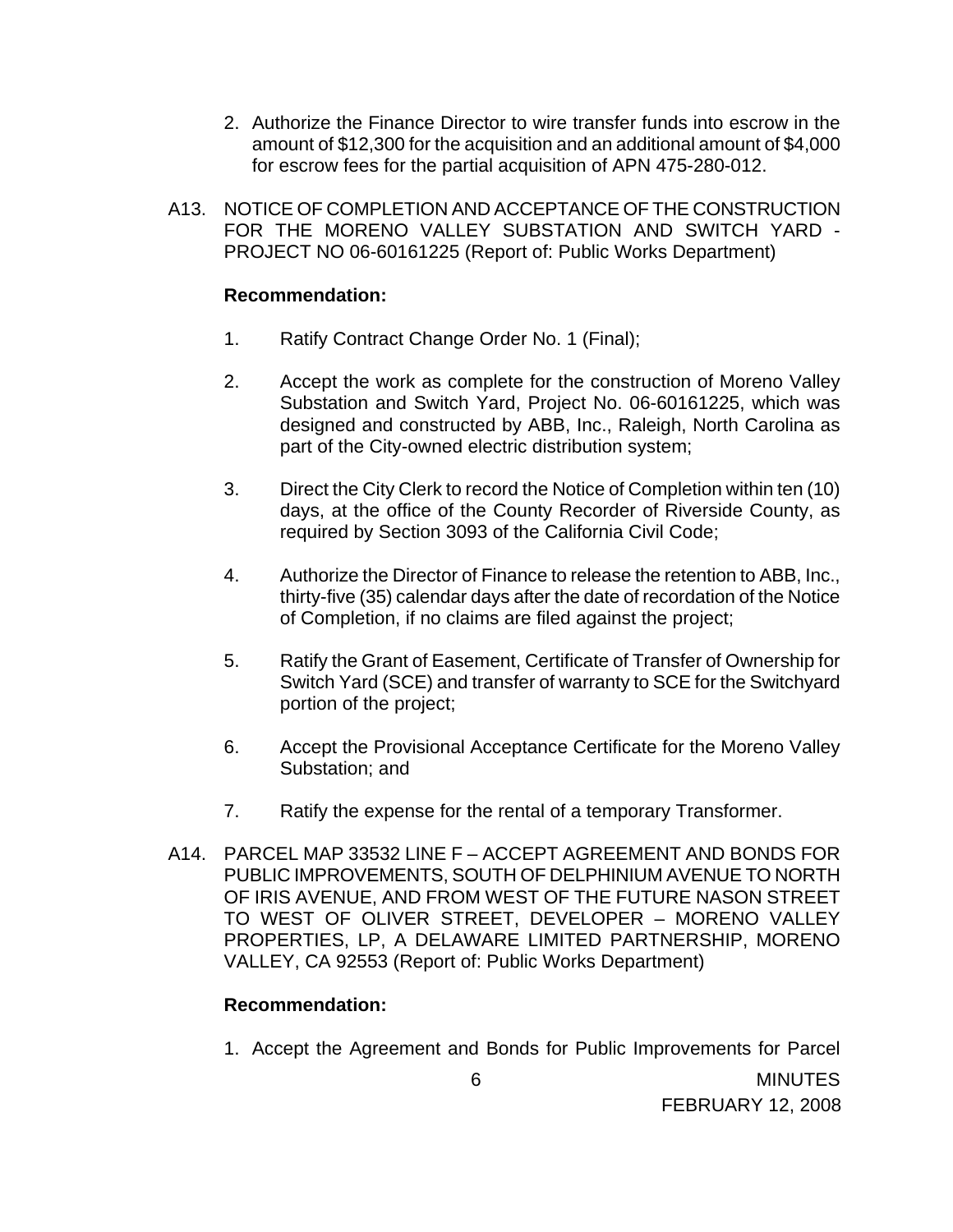2. Authorize the Finance Director to wire transfer funds into escrow in the amount of $12,300 for the acquisition and an additional amount of $4,000 for escrow fees for the partial acquisition of APN 475-280-012.

A13. NOTICE OF COMPLETION AND ACCEPTANCE OF THE CONSTRUCTION FOR THE MORENO VALLEY SUBSTATION AND SWITCH YARD - PROJECT NO 06-60161225 (Report of: Public Works Department)

**Recommendation:**

1. Ratify Contract Change Order No. 1 (Final);

2. Accept the work as complete for the construction of Moreno Valley Substation and Switch Yard, Project No. 06-60161225, which was designed and constructed by ABB, Inc., Raleigh, North Carolina as part of the City-owned electric distribution system;

3. Direct the City Clerk to record the Notice of Completion within ten (10) days, at the office of the County Recorder of Riverside County, as required by Section 3093 of the California Civil Code;

4. Authorize the Director of Finance to release the retention to ABB, Inc., thirty-five (35) calendar days after the date of recordation of the Notice of Completion, if no claims are filed against the project;

5. Ratify the Grant of Easement, Certificate of Transfer of Ownership for Switch Yard (SCE) and transfer of warranty to SCE for the Switchyard portion of the project;

6. Accept the Provisional Acceptance Certificate for the Moreno Valley Substation; and

7. Ratify the expense for the rental of a temporary Transformer.

A14. PARCEL MAP 33532 LINE F – ACCEPT AGREEMENT AND BONDS FOR PUBLIC IMPROVEMENTS, SOUTH OF DELPHINIUM AVENUE TO NORTH OF IRIS AVENUE, AND FROM WEST OF THE FUTURE NASON STREET TO WEST OF OLIVER STREET, DEVELOPER – MORENO VALLEY PROPERTIES, LP, A DELAWARE LIMITED PARTNERSHIP, MORENO VALLEY, CA 92553 (Report of: Public Works Department)

**Recommendation:**

1. Accept the Agreement and Bonds for Public Improvements for Parcel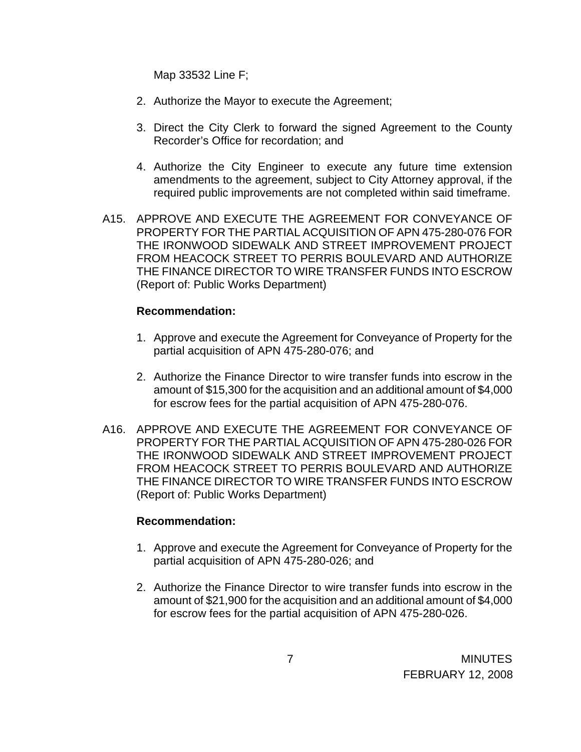Map 33532 Line F;

2. Authorize the Mayor to execute the Agreement;

3. Direct the City Clerk to forward the signed Agreement to the County Recorder's Office for recordation; and

4. Authorize the City Engineer to execute any future time extension amendments to the agreement, subject to City Attorney approval, if the required public improvements are not completed within said timeframe.

A15. APPROVE AND EXECUTE THE AGREEMENT FOR CONVEYANCE OF PROPERTY FOR THE PARTIAL ACQUISITION OF APN 475-280-076 FOR THE IRONWOOD SIDEWALK AND STREET IMPROVEMENT PROJECT FROM HEACOCK STREET TO PERRIS BOULEVARD AND AUTHORIZE THE FINANCE DIRECTOR TO WIRE TRANSFER FUNDS INTO ESCROW (Report of: Public Works Department)

**Recommendation:**

1. Approve and execute the Agreement for Conveyance of Property for the partial acquisition of APN 475-280-076; and

2. Authorize the Finance Director to wire transfer funds into escrow in the amount of $15,300 for the acquisition and an additional amount of $4,000 for escrow fees for the partial acquisition of APN 475-280-076.

A16. APPROVE AND EXECUTE THE AGREEMENT FOR CONVEYANCE OF PROPERTY FOR THE PARTIAL ACQUISITION OF APN 475-280-026 FOR THE IRONWOOD SIDEWALK AND STREET IMPROVEMENT PROJECT FROM HEACOCK STREET TO PERRIS BOULEVARD AND AUTHORIZE THE FINANCE DIRECTOR TO WIRE TRANSFER FUNDS INTO ESCROW (Report of: Public Works Department)

**Recommendation:**

1. Approve and execute the Agreement for Conveyance of Property for the partial acquisition of APN 475-280-026; and

2. Authorize the Finance Director to wire transfer funds into escrow in the amount of $21,900 for the acquisition and an additional amount of $4,000 for escrow fees for the partial acquisition of APN 475-280-026.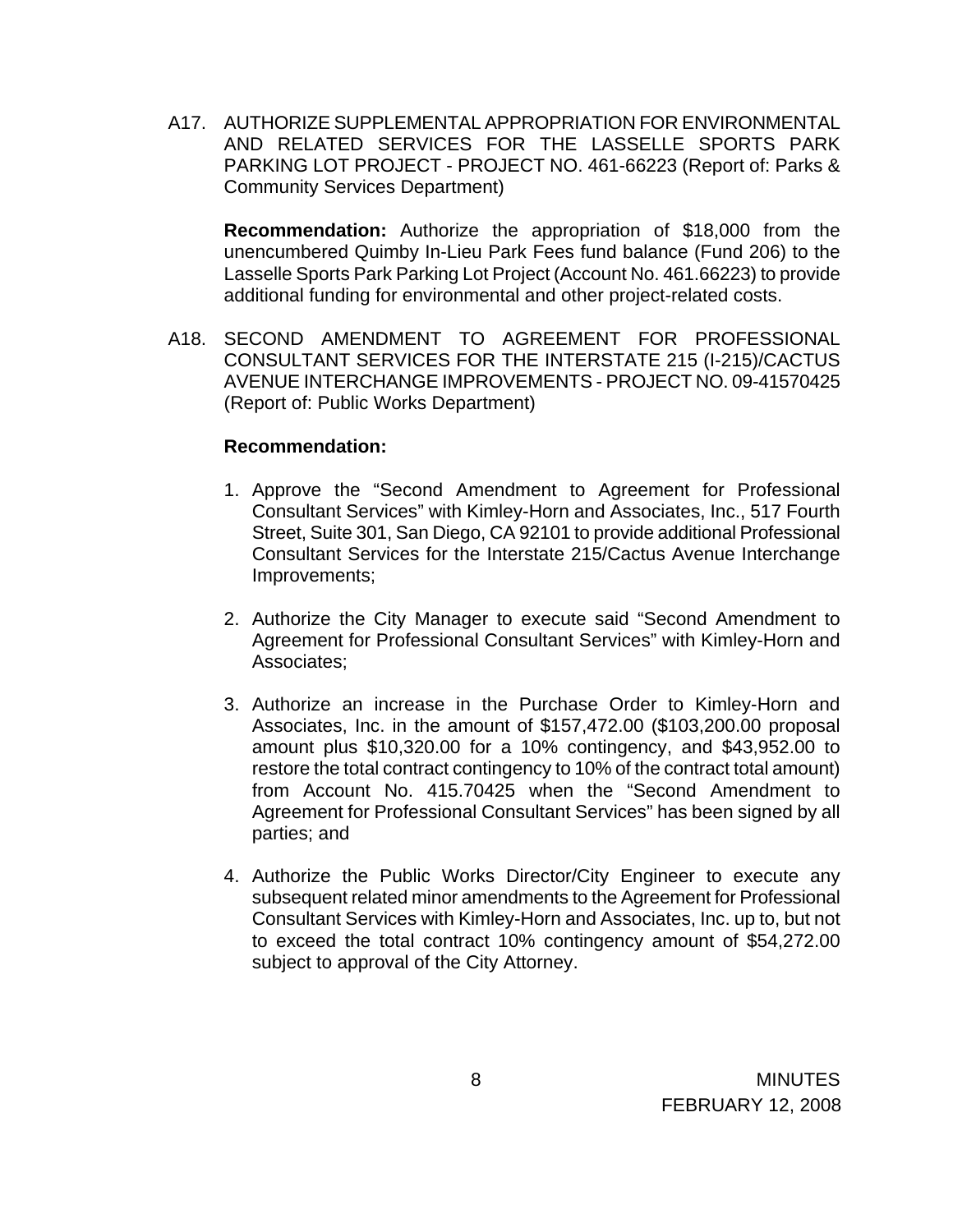A17. AUTHORIZE SUPPLEMENTAL APPROPRIATION FOR ENVIRONMENTAL AND RELATED SERVICES FOR THE LASSELLE SPORTS PARK PARKING LOT PROJECT - PROJECT NO. 461-66223 (Report of: Parks & Community Services Department)

**Recommendation:** Authorize the appropriation of $18,000 from the unencumbered Quimby In-Lieu Park Fees fund balance (Fund 206) to the Lasselle Sports Park Parking Lot Project (Account No. 461.66223) to provide additional funding for environmental and other project-related costs.

A18. SECOND AMENDMENT TO AGREEMENT FOR PROFESSIONAL CONSULTANT SERVICES FOR THE INTERSTATE 215 (I-215)/CACTUS AVENUE INTERCHANGE IMPROVEMENTS - PROJECT NO. 09-41570425 (Report of: Public Works Department)

**Recommendation:**

1. Approve the "Second Amendment to Agreement for Professional Consultant Services" with Kimley-Horn and Associates, Inc., 517 Fourth Street, Suite 301, San Diego, CA 92101 to provide additional Professional Consultant Services for the Interstate 215/Cactus Avenue Interchange Improvements;

2. Authorize the City Manager to execute said "Second Amendment to Agreement for Professional Consultant Services" with Kimley-Horn and Associates;

3. Authorize an increase in the Purchase Order to Kimley-Horn and Associates, Inc. in the amount of $157,472.00 ($103,200.00 proposal amount plus $10,320.00 for a 10% contingency, and $43,952.00 to restore the total contract contingency to 10% of the contract total amount) from Account No. 415.70425 when the "Second Amendment to Agreement for Professional Consultant Services" has been signed by all parties; and

4. Authorize the Public Works Director/City Engineer to execute any subsequent related minor amendments to the Agreement for Professional Consultant Services with Kimley-Horn and Associates, Inc. up to, but not to exceed the total contract 10% contingency amount of $54,272.00 subject to approval of the City Attorney.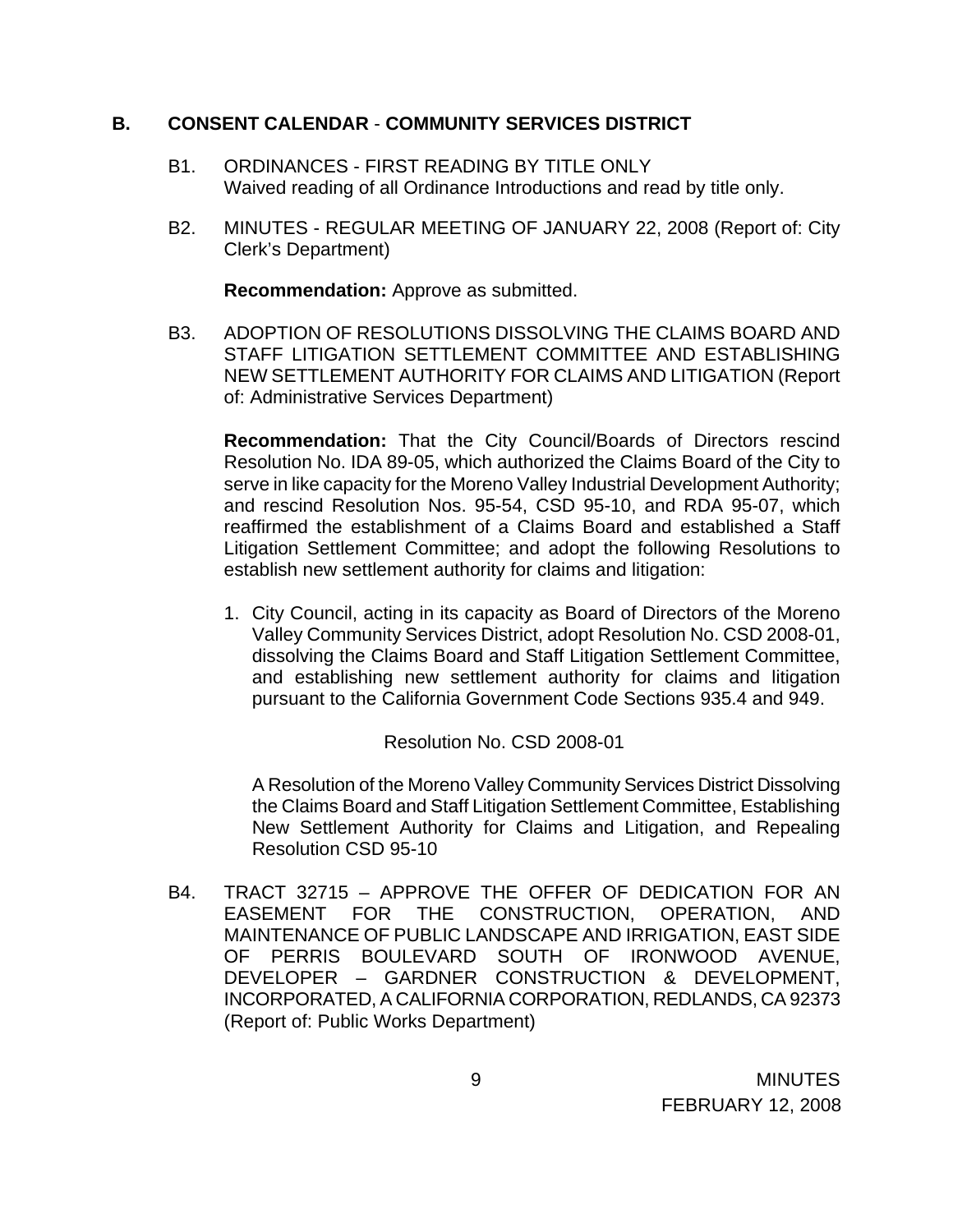## B. CONSENT CALENDAR - COMMUNITY SERVICES DISTRICT

B1. ORDINANCES - FIRST READING BY TITLE ONLY
Waived reading of all Ordinance Introductions and read by title only.

B2. MINUTES - REGULAR MEETING OF JANUARY 22, 2008 (Report of: City Clerk's Department)

**Recommendation:** Approve as submitted.

B3. ADOPTION OF RESOLUTIONS DISSOLVING THE CLAIMS BOARD AND STAFF LITIGATION SETTLEMENT COMMITTEE AND ESTABLISHING NEW SETTLEMENT AUTHORITY FOR CLAIMS AND LITIGATION (Report of: Administrative Services Department)

**Recommendation:** That the City Council/Boards of Directors rescind Resolution No. IDA 89-05, which authorized the Claims Board of the City to serve in like capacity for the Moreno Valley Industrial Development Authority; and rescind Resolution Nos. 95-54, CSD 95-10, and RDA 95-07, which reaffirmed the establishment of a Claims Board and established a Staff Litigation Settlement Committee; and adopt the following Resolutions to establish new settlement authority for claims and litigation:

1. City Council, acting in its capacity as Board of Directors of the Moreno Valley Community Services District, adopt Resolution No. CSD 2008-01, dissolving the Claims Board and Staff Litigation Settlement Committee, and establishing new settlement authority for claims and litigation pursuant to the California Government Code Sections 935.4 and 949.

Resolution No. CSD 2008-01

A Resolution of the Moreno Valley Community Services District Dissolving the Claims Board and Staff Litigation Settlement Committee, Establishing New Settlement Authority for Claims and Litigation, and Repealing Resolution CSD 95-10

B4. TRACT 32715 – APPROVE THE OFFER OF DEDICATION FOR AN EASEMENT FOR THE CONSTRUCTION, OPERATION, AND MAINTENANCE OF PUBLIC LANDSCAPE AND IRRIGATION, EAST SIDE OF PERRIS BOULEVARD SOUTH OF IRONWOOD AVENUE, DEVELOPER – GARDNER CONSTRUCTION & DEVELOPMENT, INCORPORATED, A CALIFORNIA CORPORATION, REDLANDS, CA 92373 (Report of: Public Works Department)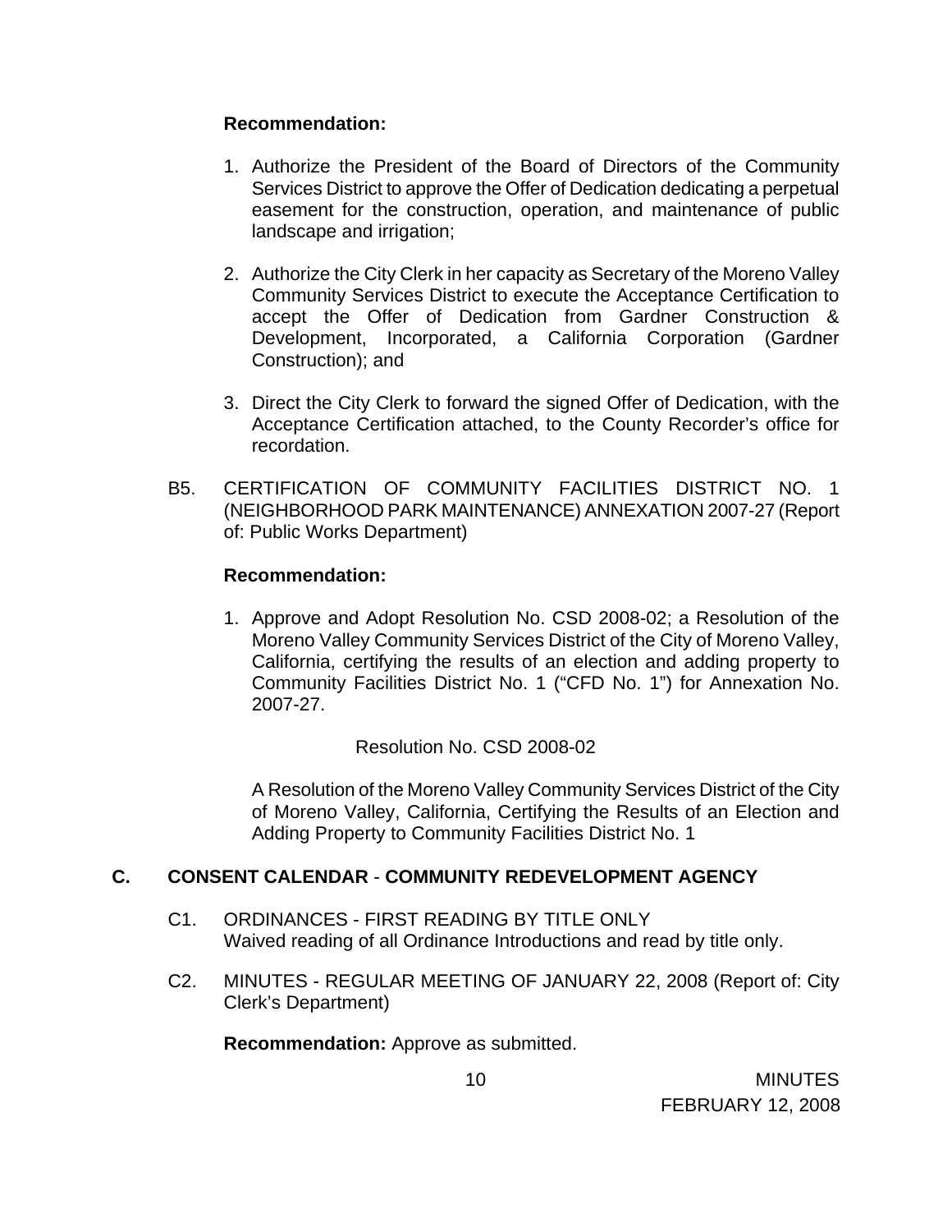**Recommendation:**

1. Authorize the President of the Board of Directors of the Community Services District to approve the Offer of Dedication dedicating a perpetual easement for the construction, operation, and maintenance of public landscape and irrigation;

2. Authorize the City Clerk in her capacity as Secretary of the Moreno Valley Community Services District to execute the Acceptance Certification to accept the Offer of Dedication from Gardner Construction & Development, Incorporated, a California Corporation (Gardner Construction); and

3. Direct the City Clerk to forward the signed Offer of Dedication, with the Acceptance Certification attached, to the County Recorder's office for recordation.

B5. CERTIFICATION OF COMMUNITY FACILITIES DISTRICT NO. 1 (NEIGHBORHOOD PARK MAINTENANCE) ANNEXATION 2007-27 (Report of: Public Works Department)

**Recommendation:**

1. Approve and Adopt Resolution No. CSD 2008-02; a Resolution of the Moreno Valley Community Services District of the City of Moreno Valley, California, certifying the results of an election and adding property to Community Facilities District No. 1 ("CFD No. 1") for Annexation No. 2007-27.

Resolution No. CSD 2008-02

A Resolution of the Moreno Valley Community Services District of the City of Moreno Valley, California, Certifying the Results of an Election and Adding Property to Community Facilities District No. 1

## C. CONSENT CALENDAR - COMMUNITY REDEVELOPMENT AGENCY

C1. ORDINANCES - FIRST READING BY TITLE ONLY
Waived reading of all Ordinance Introductions and read by title only.

C2. MINUTES - REGULAR MEETING OF JANUARY 22, 2008 (Report of: City Clerk's Department)

**Recommendation:** Approve as submitted.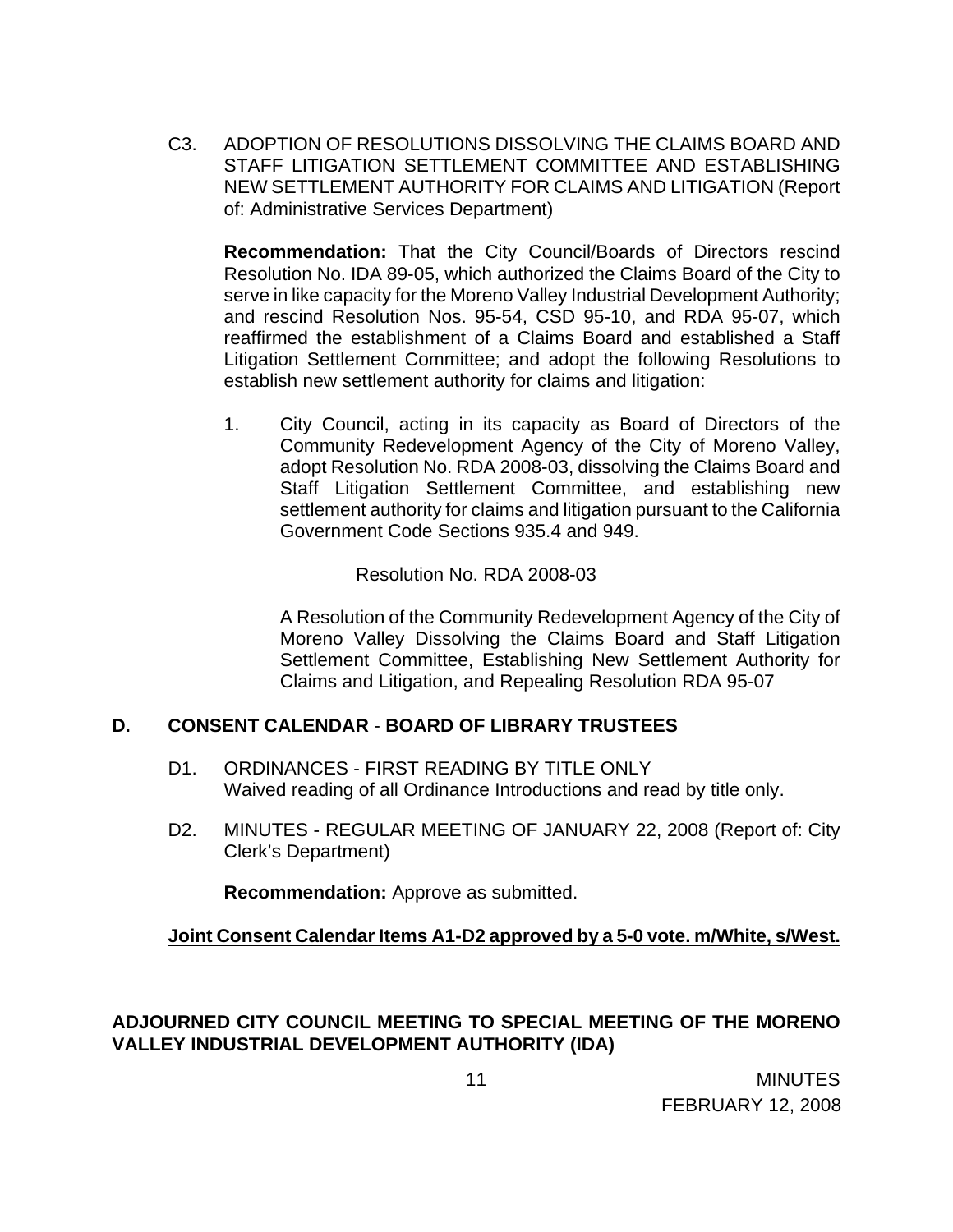C3. ADOPTION OF RESOLUTIONS DISSOLVING THE CLAIMS BOARD AND STAFF LITIGATION SETTLEMENT COMMITTEE AND ESTABLISHING NEW SETTLEMENT AUTHORITY FOR CLAIMS AND LITIGATION (Report of: Administrative Services Department)

**Recommendation:** That the City Council/Boards of Directors rescind Resolution No. IDA 89-05, which authorized the Claims Board of the City to serve in like capacity for the Moreno Valley Industrial Development Authority; and rescind Resolution Nos. 95-54, CSD 95-10, and RDA 95-07, which reaffirmed the establishment of a Claims Board and established a Staff Litigation Settlement Committee; and adopt the following Resolutions to establish new settlement authority for claims and litigation:

1. City Council, acting in its capacity as Board of Directors of the Community Redevelopment Agency of the City of Moreno Valley, adopt Resolution No. RDA 2008-03, dissolving the Claims Board and Staff Litigation Settlement Committee, and establishing new settlement authority for claims and litigation pursuant to the California Government Code Sections 935.4 and 949.

   Resolution No. RDA 2008-03

   A Resolution of the Community Redevelopment Agency of the City of Moreno Valley Dissolving the Claims Board and Staff Litigation Settlement Committee, Establishing New Settlement Authority for Claims and Litigation, and Repealing Resolution RDA 95-07

## D. CONSENT CALENDAR - BOARD OF LIBRARY TRUSTEES

D1. ORDINANCES - FIRST READING BY TITLE ONLY
Waived reading of all Ordinance Introductions and read by title only.

D2. MINUTES - REGULAR MEETING OF JANUARY 22, 2008 (Report of: City Clerk's Department)

**Recommendation:** Approve as submitted.

**Joint Consent Calendar Items A1-D2 approved by a 5-0 vote. m/White, s/West.**

**ADJOURNED CITY COUNCIL MEETING TO SPECIAL MEETING OF THE MORENO VALLEY INDUSTRIAL DEVELOPMENT AUTHORITY (IDA)**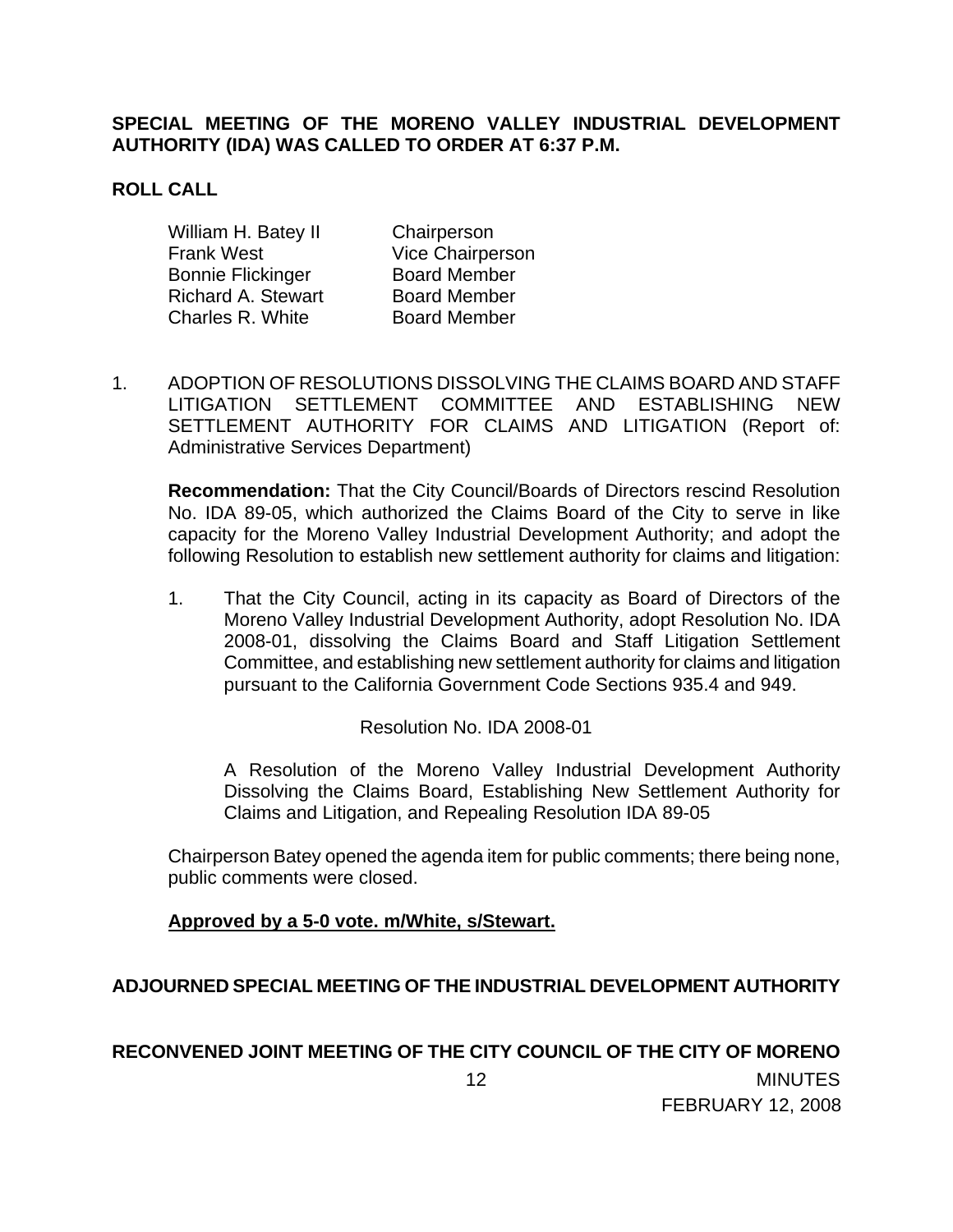**SPECIAL MEETING OF THE MORENO VALLEY INDUSTRIAL DEVELOPMENT AUTHORITY (IDA) WAS CALLED TO ORDER AT 6:37 P.M.**

**ROLL CALL**

| | |
|---|---|
| William H. Batey II | Chairperson |
| Frank West | Vice Chairperson |
| Bonnie Flickinger | Board Member |
| Richard A. Stewart | Board Member |
| Charles R. White | Board Member |

1. ADOPTION OF RESOLUTIONS DISSOLVING THE CLAIMS BOARD AND STAFF LITIGATION SETTLEMENT COMMITTEE AND ESTABLISHING NEW SETTLEMENT AUTHORITY FOR CLAIMS AND LITIGATION (Report of: Administrative Services Department)

   **Recommendation:** That the City Council/Boards of Directors rescind Resolution No. IDA 89-05, which authorized the Claims Board of the City to serve in like capacity for the Moreno Valley Industrial Development Authority; and adopt the following Resolution to establish new settlement authority for claims and litigation:

   1. That the City Council, acting in its capacity as Board of Directors of the Moreno Valley Industrial Development Authority, adopt Resolution No. IDA 2008-01, dissolving the Claims Board and Staff Litigation Settlement Committee, and establishing new settlement authority for claims and litigation pursuant to the California Government Code Sections 935.4 and 949.

      Resolution No. IDA 2008-01

      A Resolution of the Moreno Valley Industrial Development Authority Dissolving the Claims Board, Establishing New Settlement Authority for Claims and Litigation, and Repealing Resolution IDA 89-05

   Chairperson Batey opened the agenda item for public comments; there being none, public comments were closed.

   **Approved by a 5-0 vote. m/White, s/Stewart.**

**ADJOURNED SPECIAL MEETING OF THE INDUSTRIAL DEVELOPMENT AUTHORITY**

**RECONVENED JOINT MEETING OF THE CITY COUNCIL OF THE CITY OF MORENO**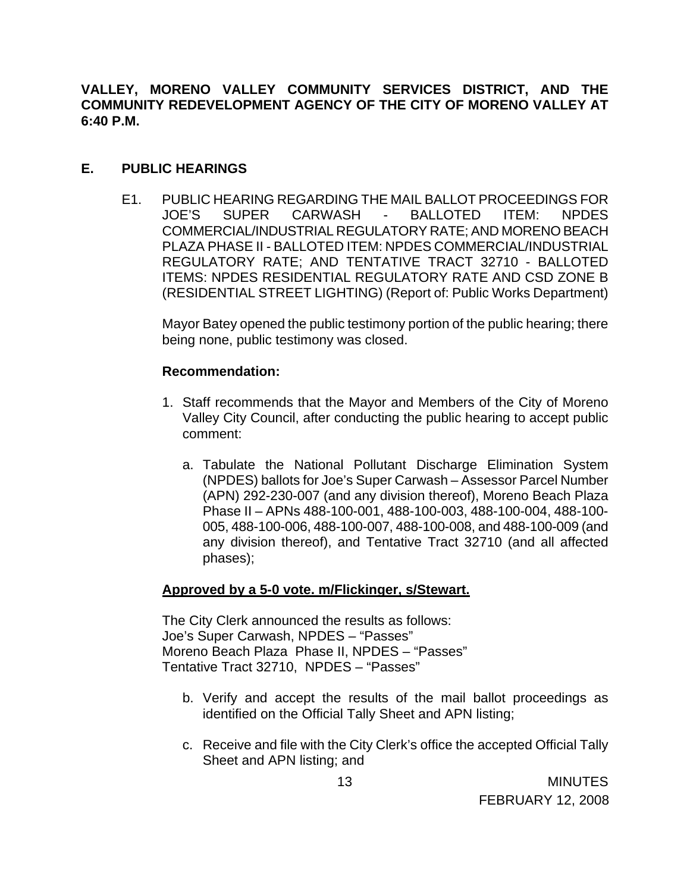**VALLEY, MORENO VALLEY COMMUNITY SERVICES DISTRICT, AND THE COMMUNITY REDEVELOPMENT AGENCY OF THE CITY OF MORENO VALLEY AT 6:40 P.M.**

## E. PUBLIC HEARINGS

E1. PUBLIC HEARING REGARDING THE MAIL BALLOT PROCEEDINGS FOR JOE'S SUPER CARWASH - BALLOTED ITEM: NPDES COMMERCIAL/INDUSTRIAL REGULATORY RATE; AND MORENO BEACH PLAZA PHASE II - BALLOTED ITEM: NPDES COMMERCIAL/INDUSTRIAL REGULATORY RATE; AND TENTATIVE TRACT 32710 - BALLOTED ITEMS: NPDES RESIDENTIAL REGULATORY RATE AND CSD ZONE B (RESIDENTIAL STREET LIGHTING) (Report of: Public Works Department)

Mayor Batey opened the public testimony portion of the public hearing; there being none, public testimony was closed.

**Recommendation:**

1. Staff recommends that the Mayor and Members of the City of Moreno Valley City Council, after conducting the public hearing to accept public comment:

   a. Tabulate the National Pollutant Discharge Elimination System (NPDES) ballots for Joe's Super Carwash – Assessor Parcel Number (APN) 292-230-007 (and any division thereof), Moreno Beach Plaza Phase II – APNs 488-100-001, 488-100-003, 488-100-004, 488-100-005, 488-100-006, 488-100-007, 488-100-008, and 488-100-009 (and any division thereof), and Tentative Tract 32710 (and all affected phases);

**Approved by a 5-0 vote. m/Flickinger, s/Stewart.**

The City Clerk announced the results as follows:
Joe's Super Carwash, NPDES – "Passes"
Moreno Beach Plaza Phase II, NPDES – "Passes"
Tentative Tract 32710, NPDES – "Passes"

   b. Verify and accept the results of the mail ballot proceedings as identified on the Official Tally Sheet and APN listing;

   c. Receive and file with the City Clerk's office the accepted Official Tally Sheet and APN listing; and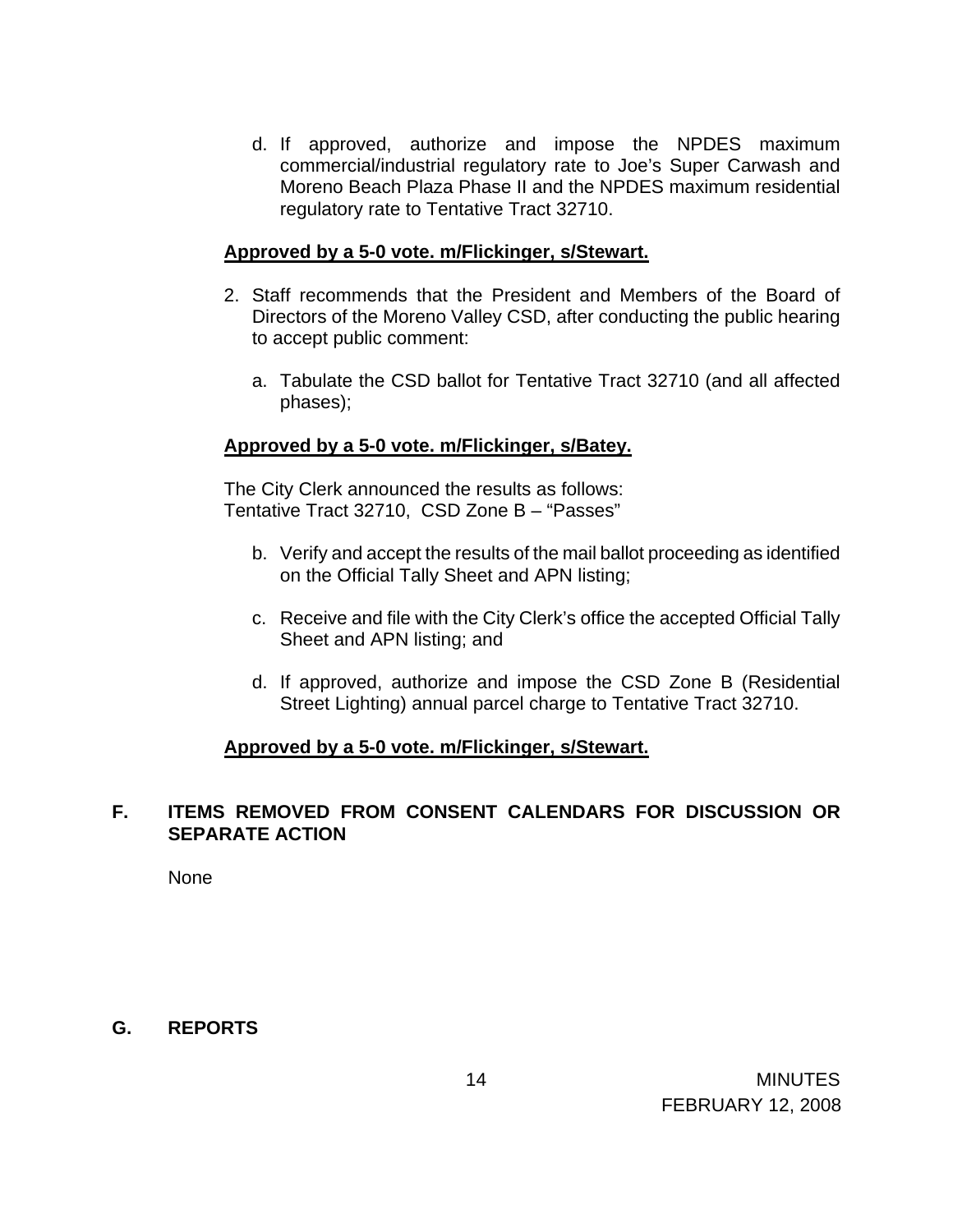d. If approved, authorize and impose the NPDES maximum commercial/industrial regulatory rate to Joe's Super Carwash and Moreno Beach Plaza Phase II and the NPDES maximum residential regulatory rate to Tentative Tract 32710.

**Approved by a 5-0 vote. m/Flickinger, s/Stewart.**

2. Staff recommends that the President and Members of the Board of Directors of the Moreno Valley CSD, after conducting the public hearing to accept public comment:

   a. Tabulate the CSD ballot for Tentative Tract 32710 (and all affected phases);

**Approved by a 5-0 vote. m/Flickinger, s/Batey.**

The City Clerk announced the results as follows:
Tentative Tract 32710, CSD Zone B – "Passes"

   b. Verify and accept the results of the mail ballot proceeding as identified on the Official Tally Sheet and APN listing;

   c. Receive and file with the City Clerk's office the accepted Official Tally Sheet and APN listing; and

   d. If approved, authorize and impose the CSD Zone B (Residential Street Lighting) annual parcel charge to Tentative Tract 32710.

**Approved by a 5-0 vote. m/Flickinger, s/Stewart.**

## F. ITEMS REMOVED FROM CONSENT CALENDARS FOR DISCUSSION OR SEPARATE ACTION

None

## G. REPORTS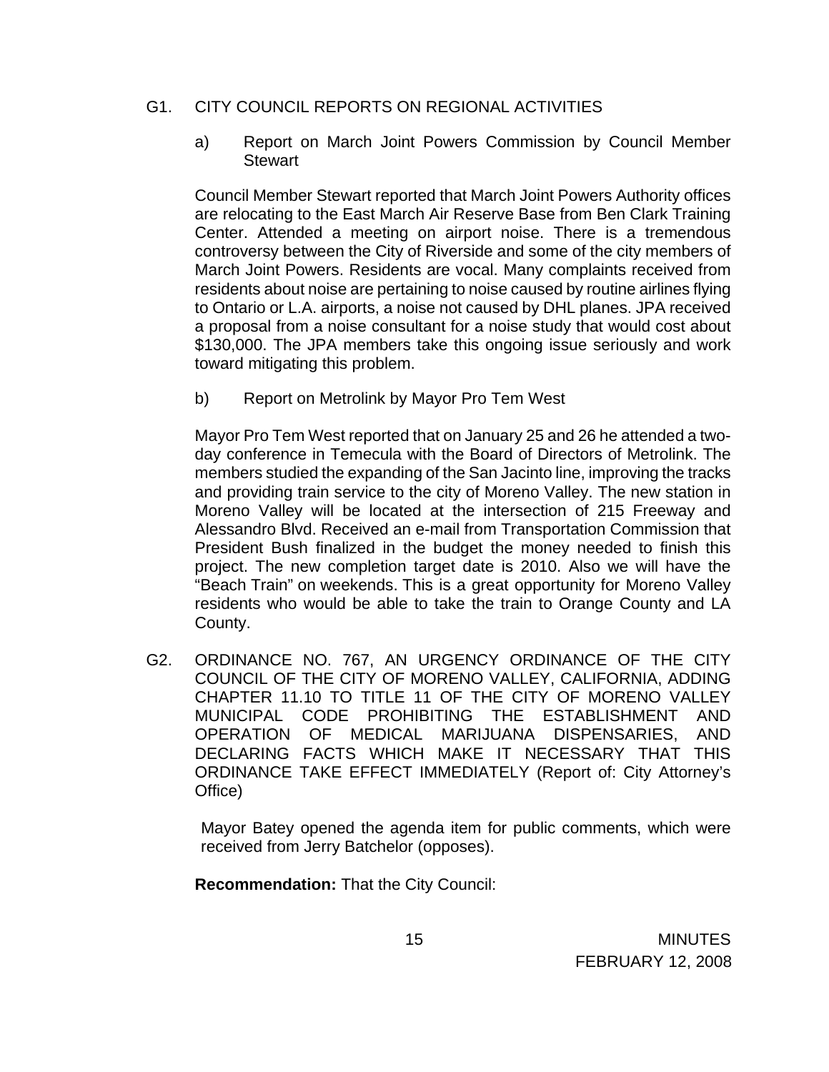G1. CITY COUNCIL REPORTS ON REGIONAL ACTIVITIES

a) Report on March Joint Powers Commission by Council Member Stewart

Council Member Stewart reported that March Joint Powers Authority offices are relocating to the East March Air Reserve Base from Ben Clark Training Center. Attended a meeting on airport noise. There is a tremendous controversy between the City of Riverside and some of the city members of March Joint Powers. Residents are vocal. Many complaints received from residents about noise are pertaining to noise caused by routine airlines flying to Ontario or L.A. airports, a noise not caused by DHL planes. JPA received a proposal from a noise consultant for a noise study that would cost about $130,000. The JPA members take this ongoing issue seriously and work toward mitigating this problem.

b) Report on Metrolink by Mayor Pro Tem West

Mayor Pro Tem West reported that on January 25 and 26 he attended a two-day conference in Temecula with the Board of Directors of Metrolink. The members studied the expanding of the San Jacinto line, improving the tracks and providing train service to the city of Moreno Valley. The new station in Moreno Valley will be located at the intersection of 215 Freeway and Alessandro Blvd. Received an e-mail from Transportation Commission that President Bush finalized in the budget the money needed to finish this project. The new completion target date is 2010. Also we will have the "Beach Train" on weekends. This is a great opportunity for Moreno Valley residents who would be able to take the train to Orange County and LA County.

G2. ORDINANCE NO. 767, AN URGENCY ORDINANCE OF THE CITY COUNCIL OF THE CITY OF MORENO VALLEY, CALIFORNIA, ADDING CHAPTER 11.10 TO TITLE 11 OF THE CITY OF MORENO VALLEY MUNICIPAL CODE PROHIBITING THE ESTABLISHMENT AND OPERATION OF MEDICAL MARIJUANA DISPENSARIES, AND DECLARING FACTS WHICH MAKE IT NECESSARY THAT THIS ORDINANCE TAKE EFFECT IMMEDIATELY (Report of: City Attorney's Office)

Mayor Batey opened the agenda item for public comments, which were received from Jerry Batchelor (opposes).

**Recommendation:** That the City Council: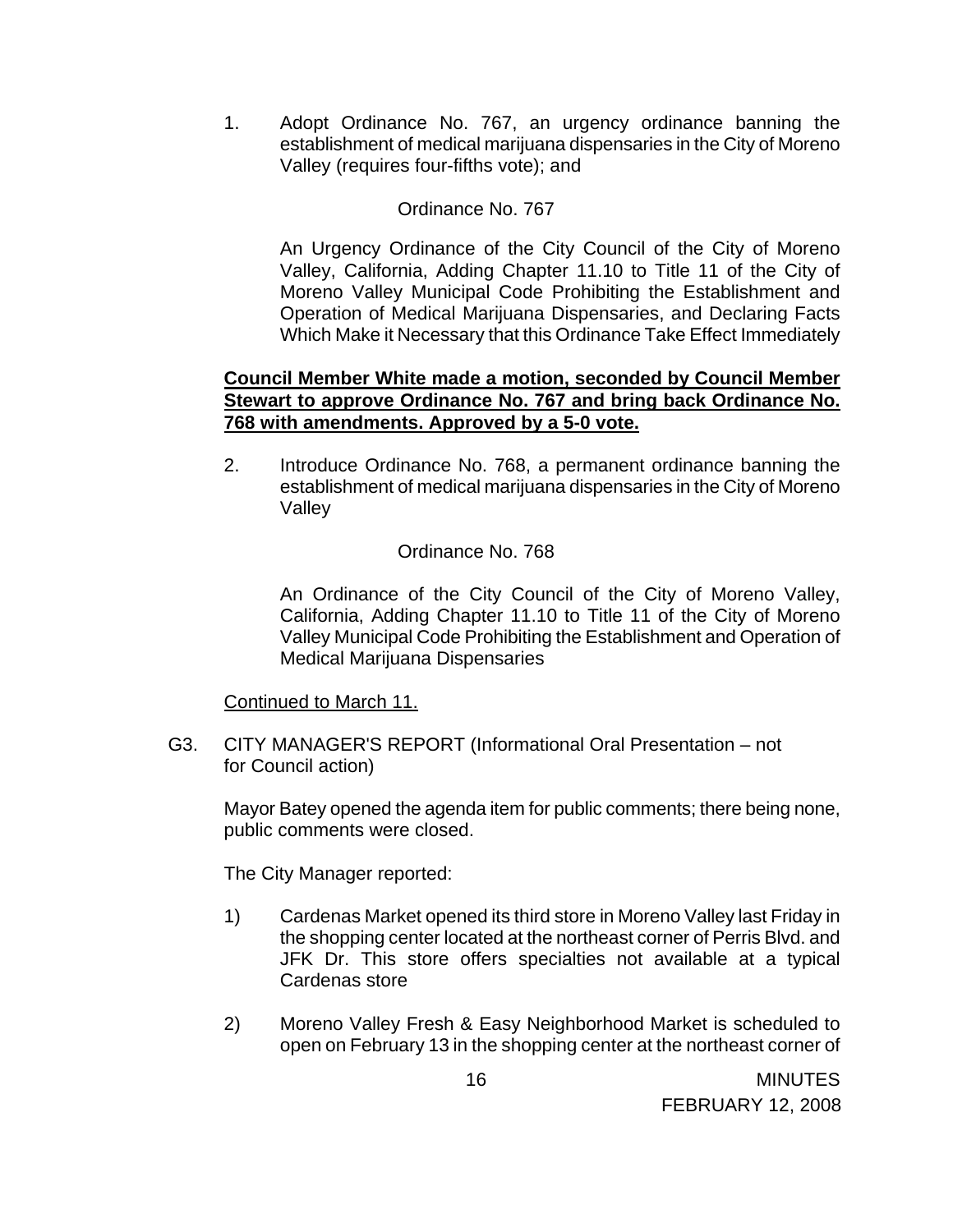1. Adopt Ordinance No. 767, an urgency ordinance banning the establishment of medical marijuana dispensaries in the City of Moreno Valley (requires four-fifths vote); and

   Ordinance No. 767

   An Urgency Ordinance of the City Council of the City of Moreno Valley, California, Adding Chapter 11.10 to Title 11 of the City of Moreno Valley Municipal Code Prohibiting the Establishment and Operation of Medical Marijuana Dispensaries, and Declaring Facts Which Make it Necessary that this Ordinance Take Effect Immediately

   **Council Member White made a motion, seconded by Council Member Stewart to approve Ordinance No. 767 and bring back Ordinance No. 768 with amendments. Approved by a 5-0 vote.**

2. Introduce Ordinance No. 768, a permanent ordinance banning the establishment of medical marijuana dispensaries in the City of Moreno Valley

   Ordinance No. 768

   An Ordinance of the City Council of the City of Moreno Valley, California, Adding Chapter 11.10 to Title 11 of the City of Moreno Valley Municipal Code Prohibiting the Establishment and Operation of Medical Marijuana Dispensaries

   Continued to March 11.

G3. CITY MANAGER'S REPORT (Informational Oral Presentation – not for Council action)

Mayor Batey opened the agenda item for public comments; there being none, public comments were closed.

The City Manager reported:

1) Cardenas Market opened its third store in Moreno Valley last Friday in the shopping center located at the northeast corner of Perris Blvd. and JFK Dr. This store offers specialties not available at a typical Cardenas store

2) Moreno Valley Fresh & Easy Neighborhood Market is scheduled to open on February 13 in the shopping center at the northeast corner of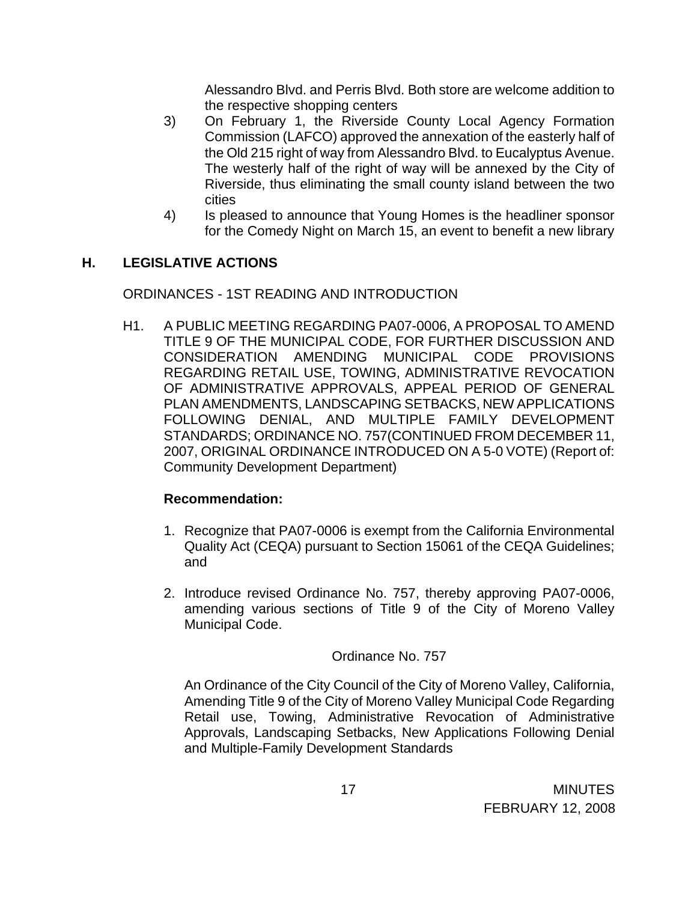Alessandro Blvd. and Perris Blvd. Both store are welcome addition to the respective shopping centers

3) On February 1, the Riverside County Local Agency Formation Commission (LAFCO) approved the annexation of the easterly half of the Old 215 right of way from Alessandro Blvd. to Eucalyptus Avenue. The westerly half of the right of way will be annexed by the City of Riverside, thus eliminating the small county island between the two cities

4) Is pleased to announce that Young Homes is the headliner sponsor for the Comedy Night on March 15, an event to benefit a new library

## H. LEGISLATIVE ACTIONS

ORDINANCES - 1ST READING AND INTRODUCTION

H1. A PUBLIC MEETING REGARDING PA07-0006, A PROPOSAL TO AMEND TITLE 9 OF THE MUNICIPAL CODE, FOR FURTHER DISCUSSION AND CONSIDERATION AMENDING MUNICIPAL CODE PROVISIONS REGARDING RETAIL USE, TOWING, ADMINISTRATIVE REVOCATION OF ADMINISTRATIVE APPROVALS, APPEAL PERIOD OF GENERAL PLAN AMENDMENTS, LANDSCAPING SETBACKS, NEW APPLICATIONS FOLLOWING DENIAL, AND MULTIPLE FAMILY DEVELOPMENT STANDARDS; ORDINANCE NO. 757(CONTINUED FROM DECEMBER 11, 2007, ORIGINAL ORDINANCE INTRODUCED ON A 5-0 VOTE) (Report of: Community Development Department)

**Recommendation:**

1. Recognize that PA07-0006 is exempt from the California Environmental Quality Act (CEQA) pursuant to Section 15061 of the CEQA Guidelines; and

2. Introduce revised Ordinance No. 757, thereby approving PA07-0006, amending various sections of Title 9 of the City of Moreno Valley Municipal Code.

Ordinance No. 757

An Ordinance of the City Council of the City of Moreno Valley, California, Amending Title 9 of the City of Moreno Valley Municipal Code Regarding Retail use, Towing, Administrative Revocation of Administrative Approvals, Landscaping Setbacks, New Applications Following Denial and Multiple-Family Development Standards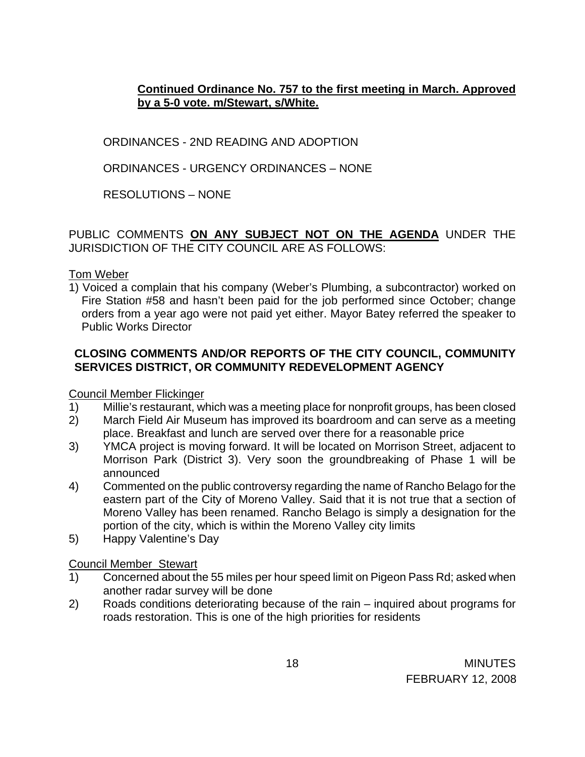**Continued Ordinance No. 757 to the first meeting in March. Approved by a 5-0 vote. m/Stewart, s/White.**

ORDINANCES - 2ND READING AND ADOPTION

ORDINANCES - URGENCY ORDINANCES – NONE

RESOLUTIONS – NONE

PUBLIC COMMENTS **ON ANY SUBJECT NOT ON THE AGENDA** UNDER THE JURISDICTION OF THE CITY COUNCIL ARE AS FOLLOWS:

Tom Weber

1) Voiced a complain that his company (Weber's Plumbing, a subcontractor) worked on Fire Station #58 and hasn't been paid for the job performed since October; change orders from a year ago were not paid yet either. Mayor Batey referred the speaker to Public Works Director

**CLOSING COMMENTS AND/OR REPORTS OF THE CITY COUNCIL, COMMUNITY SERVICES DISTRICT, OR COMMUNITY REDEVELOPMENT AGENCY**

Council Member Flickinger

1) Millie's restaurant, which was a meeting place for nonprofit groups, has been closed
2) March Field Air Museum has improved its boardroom and can serve as a meeting place. Breakfast and lunch are served over there for a reasonable price
3) YMCA project is moving forward. It will be located on Morrison Street, adjacent to Morrison Park (District 3). Very soon the groundbreaking of Phase 1 will be announced
4) Commented on the public controversy regarding the name of Rancho Belago for the eastern part of the City of Moreno Valley. Said that it is not true that a section of Moreno Valley has been renamed. Rancho Belago is simply a designation for the portion of the city, which is within the Moreno Valley city limits
5) Happy Valentine's Day

Council Member Stewart

1) Concerned about the 55 miles per hour speed limit on Pigeon Pass Rd; asked when another radar survey will be done
2) Roads conditions deteriorating because of the rain – inquired about programs for roads restoration. This is one of the high priorities for residents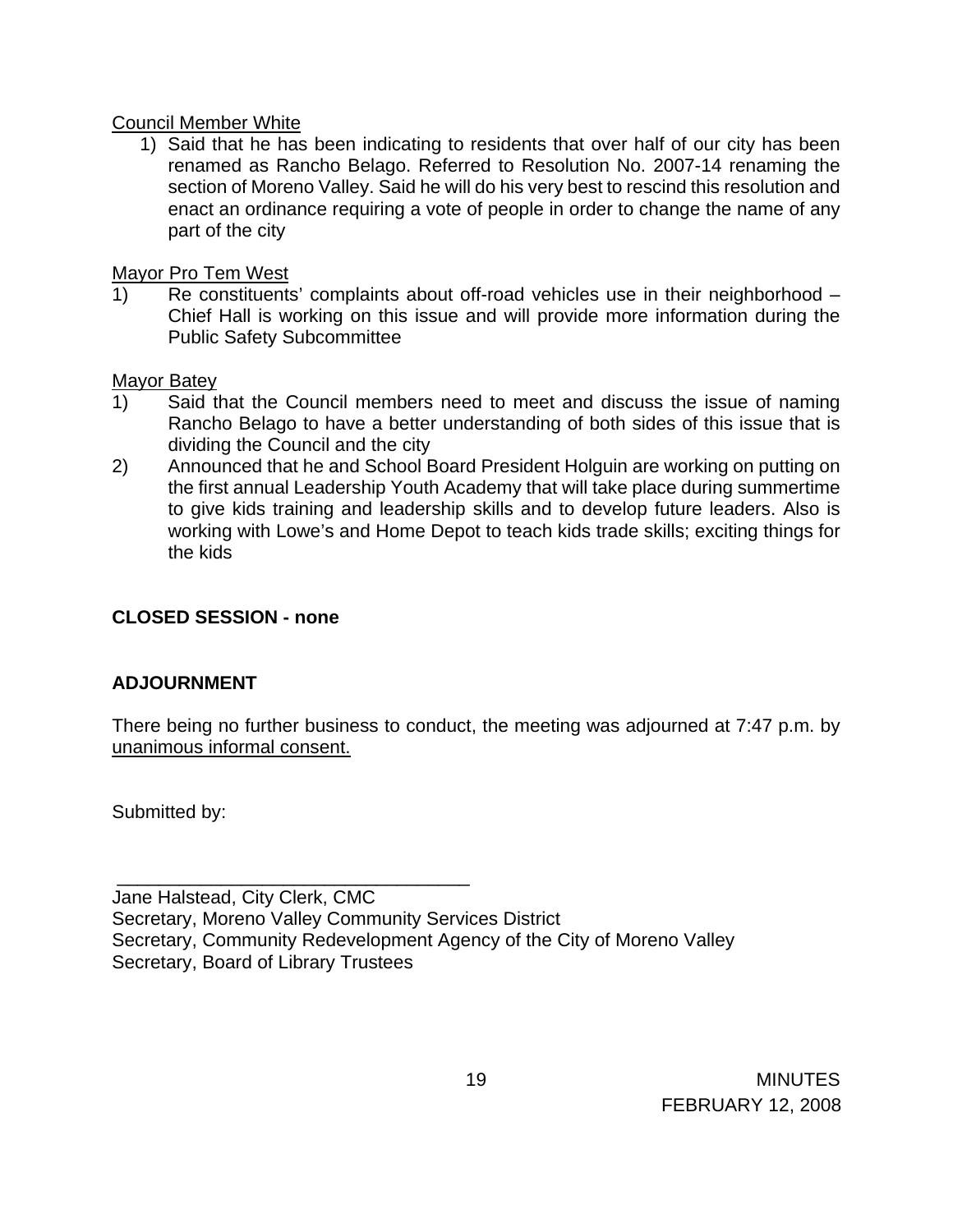Council Member White

1) Said that he has been indicating to residents that over half of our city has been renamed as Rancho Belago. Referred to Resolution No. 2007-14 renaming the section of Moreno Valley. Said he will do his very best to rescind this resolution and enact an ordinance requiring a vote of people in order to change the name of any part of the city

Mayor Pro Tem West

1) Re constituents' complaints about off-road vehicles use in their neighborhood – Chief Hall is working on this issue and will provide more information during the Public Safety Subcommittee

Mayor Batey

1) Said that the Council members need to meet and discuss the issue of naming Rancho Belago to have a better understanding of both sides of this issue that is dividing the Council and the city
2) Announced that he and School Board President Holguin are working on putting on the first annual Leadership Youth Academy that will take place during summertime to give kids training and leadership skills and to develop future leaders. Also is working with Lowe's and Home Depot to teach kids trade skills; exciting things for the kids

**CLOSED SESSION - none**

**ADJOURNMENT**

There being no further business to conduct, the meeting was adjourned at 7:47 p.m. by unanimous informal consent.

Submitted by:

\_\_\_\_\_\_\_\_\_\_\_\_\_\_\_\_\_\_\_\_\_\_\_\_\_\_\_\_\_\_\_\_\_\_\_\_

Jane Halstead, City Clerk, CMC
Secretary, Moreno Valley Community Services District
Secretary, Community Redevelopment Agency of the City of Moreno Valley
Secretary, Board of Library Trustees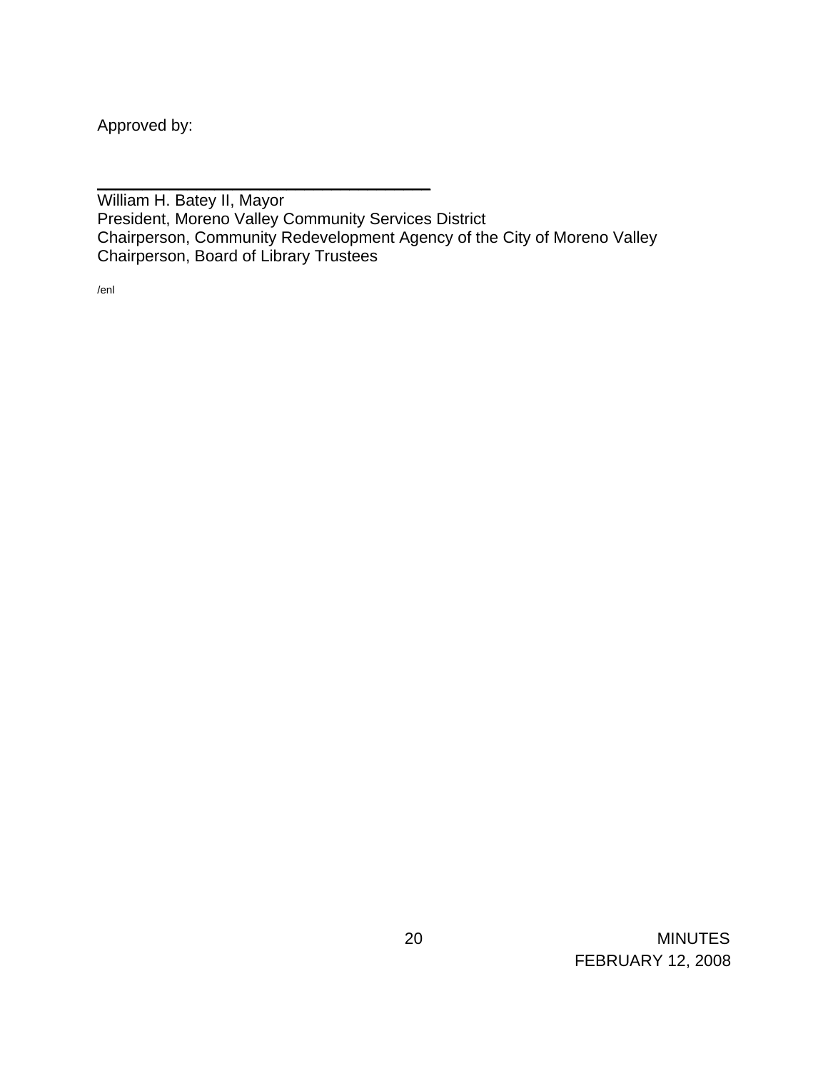Approved by:

\_\_\_\_\_\_\_\_\_\_\_\_\_\_\_\_\_\_\_\_\_\_\_\_\_\_\_\_\_\_\_\_\_\_\_\_\_\_\_\_

William H. Batey II, Mayor
President, Moreno Valley Community Services District
Chairperson, Community Redevelopment Agency of the City of Moreno Valley
Chairperson, Board of Library Trustees

/enl